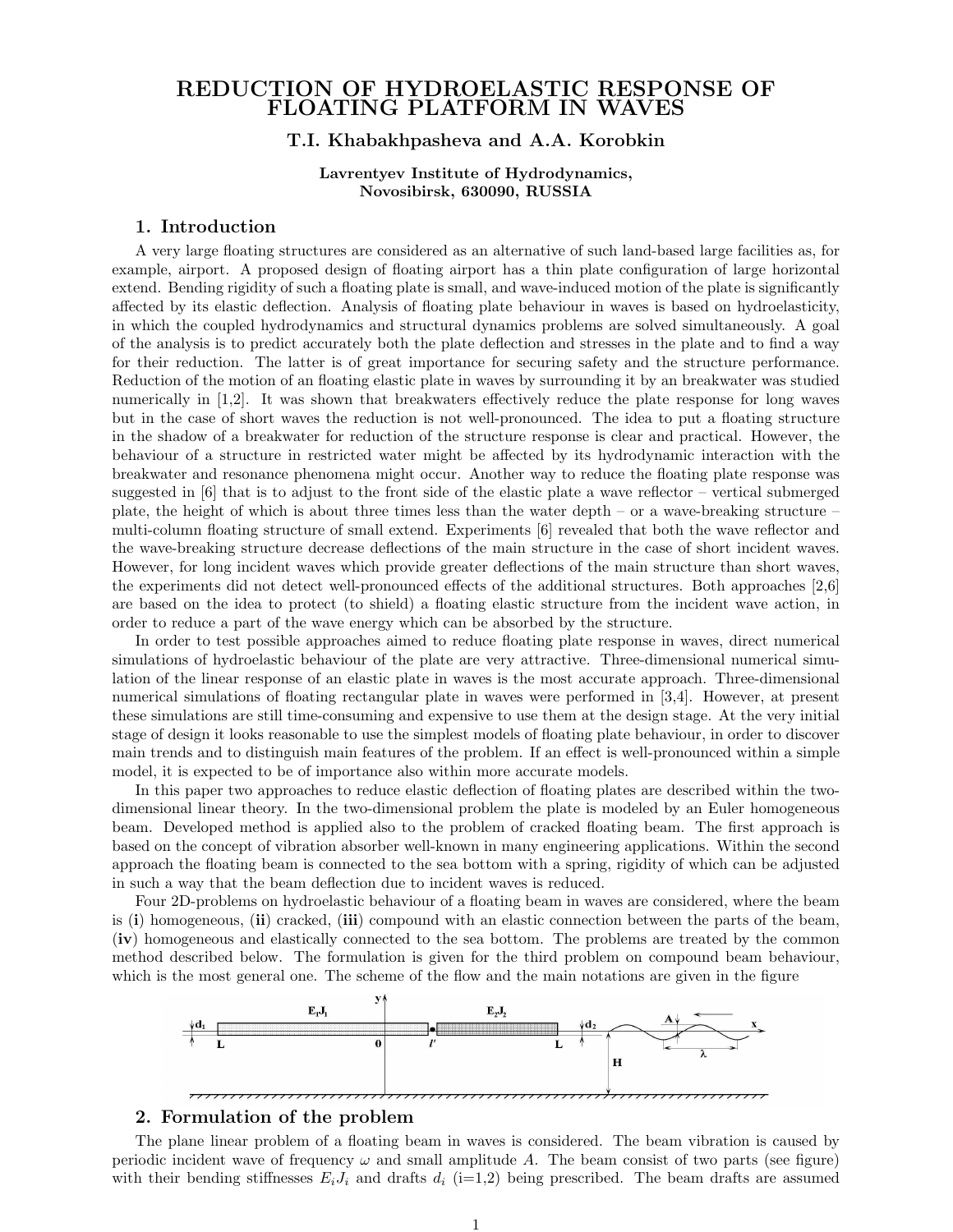# REDUCTION OF HYDROELASTIC RESPONSE OF FLOATING PLATFORM IN WAVES

**T.I. Khabakhpasheva and A.A. Korobkin**

**Lavrentyev Institute of Hydrodynamics, Novosibirsk, 630090, RUSSIA**

## 1. Introduction

A very large floating structures are considered as an alternative of such land-based large facilities as, for example, airport. A proposed design of floating airport has a thin plate configuration of large horizontal extend. Bending rigidity of such a floating plate is small, and wave-induced motion of the plate is significantly affected by its elastic deflection. Analysis of floating plate behaviour in waves is based on hydroelasticity, in which the coupled hydrodynamics and structural dynamics problems are solved simultaneously. A goal of the analysis is to predict accurately both the plate deflection and stresses in the plate and to find a way for their reduction. The latter is of great importance for securing safety and the structure performance. Reduction of the motion of an floating elastic plate in waves by surrounding it by an breakwater was studied numerically in [1,2]. It was shown that breakwaters effectively reduce the plate response for long waves but in the case of short waves the reduction is not well-pronounced. The idea to put a floating structure in the shadow of a breakwater for reduction of the structure response is clear and practical. However, the behaviour of a structure in restricted water might be affected by its hydrodynamic interaction with the breakwater and resonance phenomena might occur. Another way to reduce the floating plate response was suggested in [6] that is to adjust to the front side of the elastic plate a wave reflector – vertical submerged plate, the height of which is about three times less than the water depth – or a wave-breaking structure – multi-column floating structure of small extend. Experiments [6] revealed that both the wave reflector and the wave-breaking structure decrease deflections of the main structure in the case of short incident waves. However, for long incident waves which provide greater deflections of the main structure than short waves, the experiments did not detect well-pronounced effects of the additional structures. Both approaches [2,6] are based on the idea to protect (to shield) a floating elastic structure from the incident wave action, in order to reduce a part of the wave energy which can be absorbed by the structure.

In order to test possible approaches aimed to reduce floating plate response in waves, direct numerical simulations of hydroelastic behaviour of the plate are very attractive. Three-dimensional numerical simulation of the linear response of an elastic plate in waves is the most accurate approach. Three-dimensional numerical simulations of floating rectangular plate in waves were performed in [3,4]. However, at present these simulations are still time-consuming and expensive to use them at the design stage. At the very initial stage of design it looks reasonable to use the simplest models of floating plate behaviour, in order to discover main trends and to distinguish main features of the problem. If an effect is well-pronounced within a simple model, it is expected to be of importance also within more accurate models.

In this paper two approaches to reduce elastic deflection of floating plates are described within the two-dimensional linear theory. In the two-dimensional problem the plate is modeled by an Euler homogeneous beam. Developed method is applied also to the problem of cracked floating beam. The first approach is based on the concept of vibration absorber well-known in many engineering applications. Within the second approach the floating beam is connected to the sea bottom with a spring, rigidity of which can be adjusted in such a way that the beam deflection due to incident waves is reduced.

Four 2D-problems on hydroelastic behaviour of a floating beam in waves are considered, where the beam is (**i**) homogeneous, (**ii**) cracked, (**iii**) compound with an elastic connection between the parts of the beam, (**iv**) homogeneous and elastically connected to the sea bottom. The problems are treated by the common method described below. The formulation is given for the third problem on compound beam behaviour, which is the most general one. The scheme of the flow and the main notations are given in the figure

## 2. Formulation of the problem

The plane linear problem of a floating beam in waves is considered. The beam vibration is caused by periodic incident wave of frequency $\omega$ and small amplitude $A$. The beam consist of two parts (see figure) with their bending stiffnesses $E_iJ_i$ and drafts $d_i$ (i=1,2) being prescribed. The beam drafts are assumed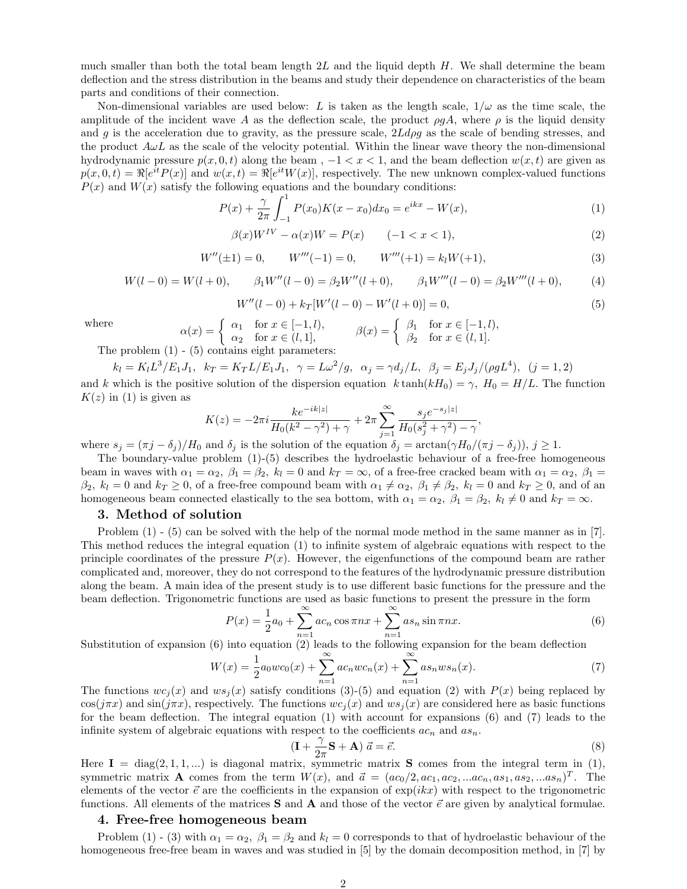much smaller than both the total beam length $2L$ and the liquid depth $H$. We shall determine the beam deflection and the stress distribution in the beams and study their dependence on characteristics of the beam parts and conditions of their connection.

Non-dimensional variables are used below: $L$ is taken as the length scale, $1/\omega$ as the time scale, the amplitude of the incident wave $A$ as the deflection scale, the product $\rho g A$, where $\rho$ is the liquid density and $g$ is the acceleration due to gravity, as the pressure scale, $2Ld\rho g$ as the scale of bending stresses, and the product $A\omega L$ as the scale of the velocity potential. Within the linear wave theory the non-dimensional hydrodynamic pressure $p(x,0,t)$ along the beam, $-1<x<1$, and the beam deflection $w(x,t)$ are given as $p(x,0,t) = \Re[e^{it}P(x)]$ and $w(x,t) = \Re[e^{it}W(x)]$, respectively. The new unknown complex-valued functions $P(x)$ and $W(x)$ satisfy the following equations and the boundary conditions:

$$P(x) + \frac{\gamma}{2\pi}\int_{-1}^{1} P(x_0)K(x-x_0)dx_0 = e^{ikx} - W(x), \tag{1}$$

$$\beta(x)W^{IV} - \alpha(x)W = P(x) \qquad (-1<x<1), \tag{2}$$

$$W''(\pm 1) = 0, \qquad W'''(-1) = 0, \qquad W'''(+1) = k_l W(+1), \tag{3}$$

$$W(l-0) = W(l+0), \qquad \beta_1 W''(l-0) = \beta_2 W''(l+0), \qquad \beta_1 W'''(l-0) = \beta_2 W'''(l+0), \tag{4}$$

$$W''(l-0) + k_T[W'(l-0) - W'(l+0)] = 0, \tag{5}$$

where

$$\alpha(x) = \begin{cases} \alpha_1 & \text{for } x\in[-1,l), \\ \alpha_2 & \text{for } x \in (l,1], \end{cases} \qquad \beta(x) = \begin{cases} \beta_1 & \text{for } x\in[-1,l), \\ \beta_2 & \text{for } x \in (l,1]. \end{cases}$$

The problem (1) - (5) contains eight parameters:

$$k_l = K_l L^3/E_1 J_1, \;\; k_T = K_T L/E_1 J_1, \;\; \gamma = L\omega^2/g, \;\; \alpha_j = \gamma d_j/L, \;\; \beta_j = E_j J_j/(\rho g L^4), \;\; (j=1,2)$$

and $k$ which is the positive solution of the dispersion equation $k\tanh(kH_0) = \gamma$, $H_0 = H/L$. The function $K(z)$ in (1) is given as

$$K(z) = -2\pi i \frac{k e^{-ik|z|}}{H_0(k^2-\gamma^2)+\gamma} + 2\pi \sum_{j=1}^{\infty} \frac{s_j e^{-s_j|z|}}{H_0(s_j^2+\gamma^2)-\gamma},$$

where $s_j = (\pi j - \delta_j)/H_0$ and $\delta_j$ is the solution of the equation $\delta_j = \arctan(\gamma H_0/(\pi j - \delta_j))$, $j \geq 1$.

The boundary-value problem (1)-(5) describes the hydroelastic behaviour of a free-free homogeneous beam in waves with $\alpha_1 = \alpha_2$, $\beta_1 = \beta_2$, $k_l = 0$ and $k_T = \infty$, of a free-free cracked beam with $\alpha_1 = \alpha_2$, $\beta_1 = \beta_2$, $k_l = 0$ and $k_T \geq 0$, of a free-free compound beam with $\alpha_1 \neq \alpha_2$, $\beta_1 \neq \beta_2$, $k_l = 0$ and $k_T \geq 0$, and of an homogeneous beam connected elastically to the sea bottom, with $\alpha_1 = \alpha_2$, $\beta_1 = \beta_2$, $k_l \neq 0$ and $k_T = \infty$.

## 3. Method of solution

Problem (1) - (5) can be solved with the help of the normal mode method in the same manner as in [7]. This method reduces the integral equation (1) to infinite system of algebraic equations with respect to the principle coordinates of the pressure $P(x)$. However, the eigenfunctions of the compound beam are rather complicated and, moreover, they do not correspond to the features of the hydrodynamic pressure distribution along the beam. A main idea of the present study is to use different basic functions for the pressure and the beam deflection. Trigonometric functions are used as basic functions to present the pressure in the form

$$P(x) = \frac{1}{2}a_0 + \sum_{n=1}^{\infty} ac_n \cos \pi n x + \sum_{n=1}^{\infty} as_n \sin \pi n x. \tag{6}$$

Substitution of expansion (6) into equation (2) leads to the following expansion for the beam deflection

$$W(x) = \frac{1}{2}a_0 wc_0(x) + \sum_{n=1}^{\infty} ac_n wc_n(x) + \sum_{n=1}^{\infty} as_n ws_n(x). \tag{7}$$

The functions $wc_j(x)$ and $ws_j(x)$ satisfy conditions (3)-(5) and equation (2) with $P(x)$ being replaced by $\cos(j\pi x)$ and $\sin(j\pi x)$, respectively. The functions $wc_j(x)$ and $ws_j(x)$ are considered here as basic functions for the beam deflection. The integral equation (1) with account for expansions (6) and (7) leads to the infinite system of algebraic equations with respect to the coefficients $ac_n$ and $as_n$.

$$\left(\mathbf{I} + \frac{\gamma}{2\pi}\mathbf{S} + \mathbf{A}\right)\vec{a} = \vec{e}. \tag{8}$$

Here $\mathbf{I} = \text{diag}(2,1,1,...)$ is diagonal matrix, symmetric matrix $\mathbf{S}$ comes from the integral term in (1), symmetric matrix $\mathbf{A}$ comes from the term $W(x)$, and $\vec{a} = (ac_0/2, ac_1, ac_2, ...ac_n, as_1, as_2, ...as_n)^T$. The elements of the vector $\vec{e}$ are the coefficients in the expansion of $\exp(ikx)$ with respect to the trigonometric functions. All elements of the matrices $\mathbf{S}$ and $\mathbf{A}$ and those of the vector $\vec{e}$ are given by analytical formulae.

## 4. Free-free homogeneous beam

Problem (1) - (3) with $\alpha_1 = \alpha_2$, $\beta_1 = \beta_2$ and $k_l = 0$ corresponds to that of hydroelastic behaviour of the homogeneous free-free beam in waves and was studied in [5] by the domain decomposition method, in [7] by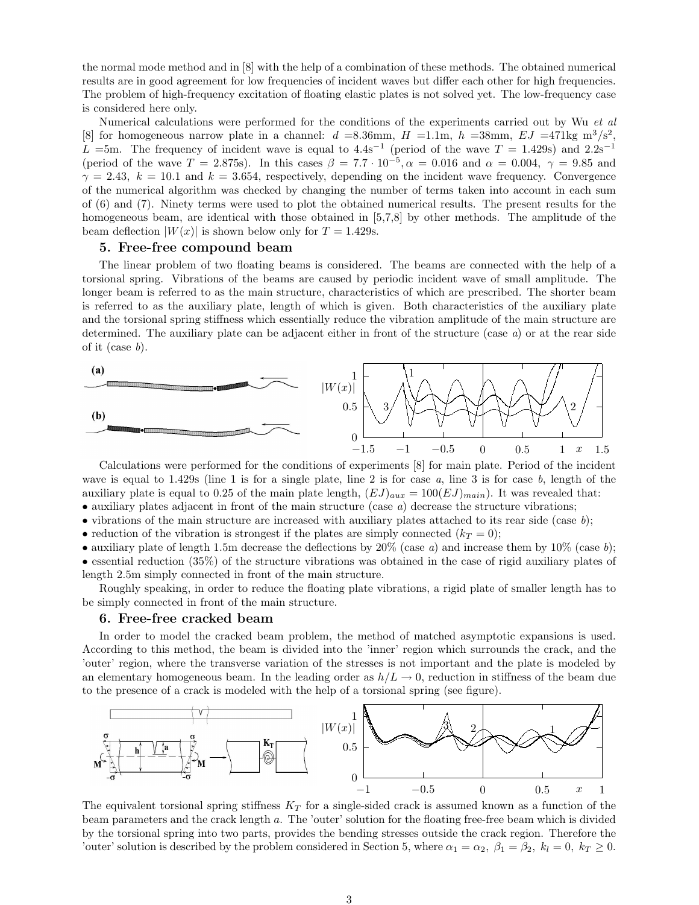the normal mode method and in [8] with the help of a combination of these methods. The obtained numerical results are in good agreement for low frequencies of incident waves but differ each other for high frequencies. The problem of high-frequency excitation of floating elastic plates is not solved yet. The low-frequency case is considered here only.

Numerical calculations were performed for the conditions of the experiments carried out by Wu *et al* [8] for homogeneous narrow plate in a channel: $d$ =8.36mm, $H$ =1.1m, $h$ =38mm, $EJ$ =471kg m$^3$/s$^2$, $L$ =5m. The frequency of incident wave is equal to 4.4s$^{-1}$ (period of the wave $T$ = 1.429s) and 2.2s$^{-1}$ (period of the wave $T$ = 2.875s). In this cases $\beta = 7.7 \cdot 10^{-5}, \alpha = 0.016$ and $\alpha = 0.004$, $\gamma = 9.85$ and $\gamma = 2.43$, $k = 10.1$ and $k = 3.654$, respectively, depending on the incident wave frequency. Convergence of the numerical algorithm was checked by changing the number of terms taken into account in each sum of (6) and (7). Ninety terms were used to plot the obtained numerical results. The present results for the homogeneous beam, are identical with those obtained in [5,7,8] by other methods. The amplitude of the beam deflection $|W(x)|$ is shown below only for $T$ = 1.429s.

## 5. Free-free compound beam

The linear problem of two floating beams is considered. The beams are connected with the help of a torsional spring. Vibrations of the beams are caused by periodic incident wave of small amplitude. The longer beam is referred to as the main structure, characteristics of which are prescribed. The shorter beam is referred to as the auxiliary plate, length of which is given. Both characteristics of the auxiliary plate and the torsional spring stiffness which essentially reduce the vibration amplitude of the main structure are determined. The auxiliary plate can be adjacent either in front of the structure (case *a*) or at the rear side of it (case *b*).

Calculations were performed for the conditions of experiments [8] for main plate. Period of the incident wave is equal to 1.429s (line 1 is for a single plate, line 2 is for case *a*, line 3 is for case *b*, length of the auxiliary plate is equal to 0.25 of the main plate length, $(EJ)_{aux} = 100(EJ)_{main}$). It was revealed that:

- auxiliary plates adjacent in front of the main structure (case *a*) decrease the structure vibrations;
- vibrations of the main structure are increased with auxiliary plates attached to its rear side (case *b*);
- reduction of the vibration is strongest if the plates are simply connected ($k_T = 0$);
- auxiliary plate of length 1.5m decrease the deflections by 20% (case *a*) and increase them by 10% (case *b*);
- essential reduction (35%) of the structure vibrations was obtained in the case of rigid auxiliary plates of length 2.5m simply connected in front of the main structure.

Roughly speaking, in order to reduce the floating plate vibrations, a rigid plate of smaller length has to be simply connected in front of the main structure.

## 6. Free-free cracked beam

In order to model the cracked beam problem, the method of matched asymptotic expansions is used. According to this method, the beam is divided into the 'inner' region which surrounds the crack, and the 'outer' region, where the transverse variation of the stresses is not important and the plate is modeled by an elementary homogeneous beam. In the leading order as $h/L \to 0$, reduction in stiffness of the beam due to the presence of a crack is modeled with the help of a torsional spring (see figure).

The equivalent torsional spring stiffness $K_T$ for a single-sided crack is assumed known as a function of the beam parameters and the crack length $a$. The 'outer' solution for the floating free-free beam which is divided by the torsional spring into two parts, provides the bending stresses outside the crack region. Therefore the 'outer' solution is described by the problem considered in Section 5, where $\alpha_1 = \alpha_2,\ \beta_1 = \beta_2,\ k_l = 0,\ k_T \geq 0$.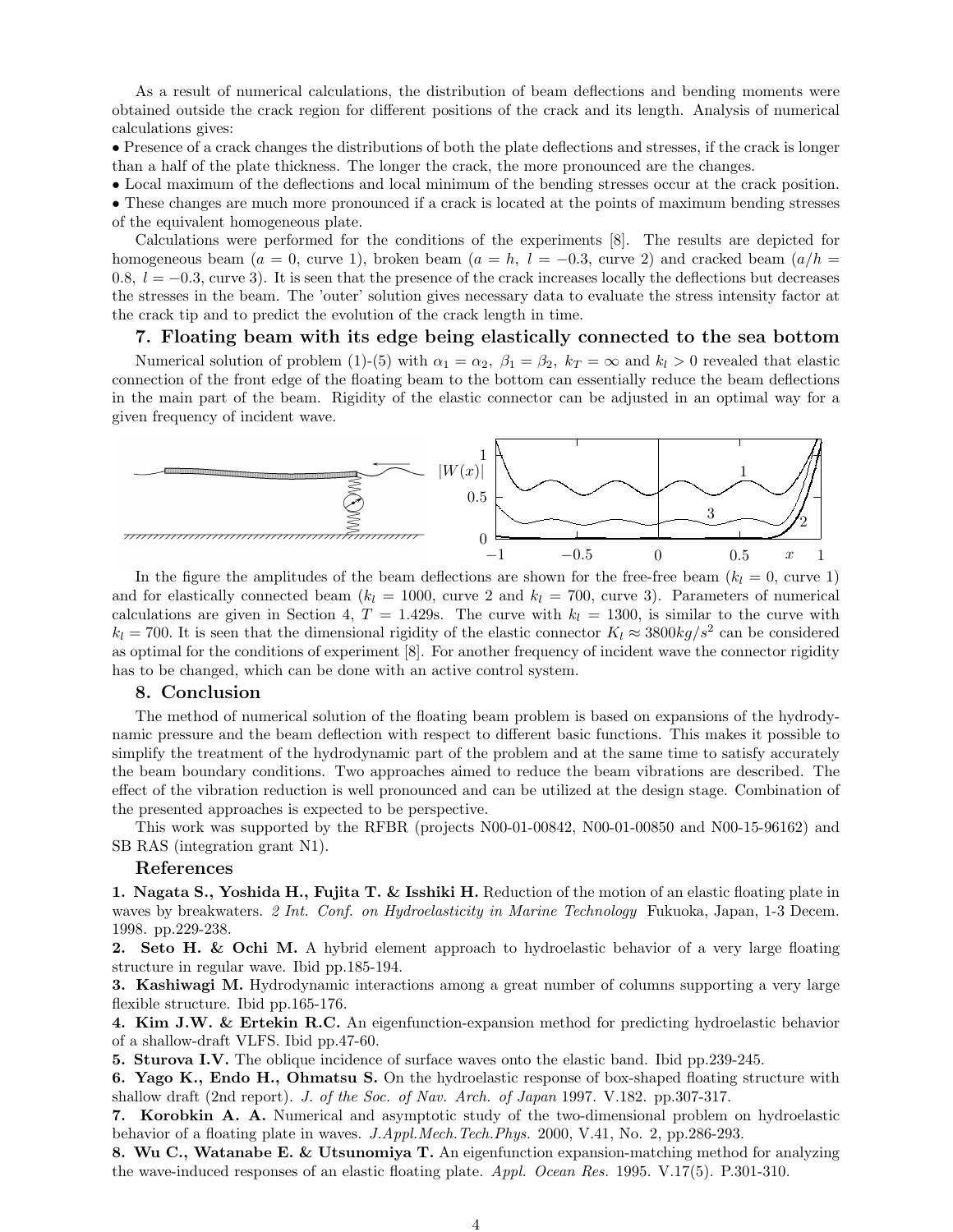As a result of numerical calculations, the distribution of beam deflections and bending moments were obtained outside the crack region for different positions of the crack and its length. Analysis of numerical calculations gives:

- Presence of a crack changes the distributions of both the plate deflections and stresses, if the crack is longer than a half of the plate thickness. The longer the crack, the more pronounced are the changes.
- Local maximum of the deflections and local minimum of the bending stresses occur at the crack position.
- These changes are much more pronounced if a crack is located at the points of maximum bending stresses of the equivalent homogeneous plate.

Calculations were performed for the conditions of the experiments [8]. The results are depicted for homogeneous beam ($a = 0$, curve 1), broken beam ($a = h$, $l = -0.3$, curve 2) and cracked beam ($a/h = 0.8$, $l = -0.3$, curve 3). It is seen that the presence of the crack increases locally the deflections but decreases the stresses in the beam. The 'outer' solution gives necessary data to evaluate the stress intensity factor at the crack tip and to predict the evolution of the crack length in time.

## 7. Floating beam with its edge being elastically connected to the sea bottom

Numerical solution of problem (1)-(5) with $\alpha_1 = \alpha_2$, $\beta_1 = \beta_2$, $k_T = \infty$ and $k_l > 0$ revealed that elastic connection of the front edge of the floating beam to the bottom can essentially reduce the beam deflections in the main part of the beam. Rigidity of the elastic connector can be adjusted in an optimal way for a given frequency of incident wave.

1
$|W(x)|$
0.5
0
−1
−0.5
0
0.5
$x$
1
1
3
2

In the figure the amplitudes of the beam deflections are shown for the free-free beam ($k_l = 0$, curve 1) and for elastically connected beam ($k_l = 1000$, curve 2 and $k_l = 700$, curve 3). Parameters of numerical calculations are given in Section 4, $T = 1.429$s. The curve with $k_l = 1300$, is similar to the curve with $k_l = 700$. It is seen that the dimensional rigidity of the elastic connector $K_l \approx 3800 kg/s^2$ can be considered as optimal for the conditions of experiment [8]. For another frequency of incident wave the connector rigidity has to be changed, which can be done with an active control system.

## 8. Conclusion

The method of numerical solution of the floating beam problem is based on expansions of the hydrodynamic pressure and the beam deflection with respect to different basic functions. This makes it possible to simplify the treatment of the hydrodynamic part of the problem and at the same time to satisfy accurately the beam boundary conditions. Two approaches aimed to reduce the beam vibrations are described. The effect of the vibration reduction is well pronounced and can be utilized at the design stage. Combination of the presented approaches is expected to be perspective.

This work was supported by the RFBR (projects N00-01-00842, N00-01-00850 and N00-15-96162) and SB RAS (integration grant N1).

## References

**1. Nagata S., Yoshida H., Fujita T. & Isshiki H.** Reduction of the motion of an elastic floating plate in waves by breakwaters. *2 Int. Conf. on Hydroelasticity in Marine Technology* Fukuoka, Japan, 1-3 Decem. 1998. pp.229-238.

**2. Seto H. & Ochi M.** A hybrid element approach to hydroelastic behavior of a very large floating structure in regular wave. Ibid pp.185-194.

**3. Kashiwagi M.** Hydrodynamic interactions among a great number of columns supporting a very large flexible structure. Ibid pp.165-176.

**4. Kim J.W. & Ertekin R.C.** An eigenfunction-expansion method for predicting hydroelastic behavior of a shallow-draft VLFS. Ibid pp.47-60.

**5. Sturova I.V.** The oblique incidence of surface waves onto the elastic band. Ibid pp.239-245.

**6. Yago K., Endo H., Ohmatsu S.** On the hydroelastic response of box-shaped floating structure with shallow draft (2nd report). *J. of the Soc. of Nav. Arch. of Japan* 1997. V.182. pp.307-317.

**7. Korobkin A. A.** Numerical and asymptotic study of the two-dimensional problem on hydroelastic behavior of a floating plate in waves. *J.Appl.Mech.Tech.Phys.* 2000, V.41, No. 2, pp.286-293.

**8. Wu C., Watanabe E. & Utsunomiya T.** An eigenfunction expansion-matching method for analyzing the wave-induced responses of an elastic floating plate. *Appl. Ocean Res.* 1995. V.17(5). P.301-310.